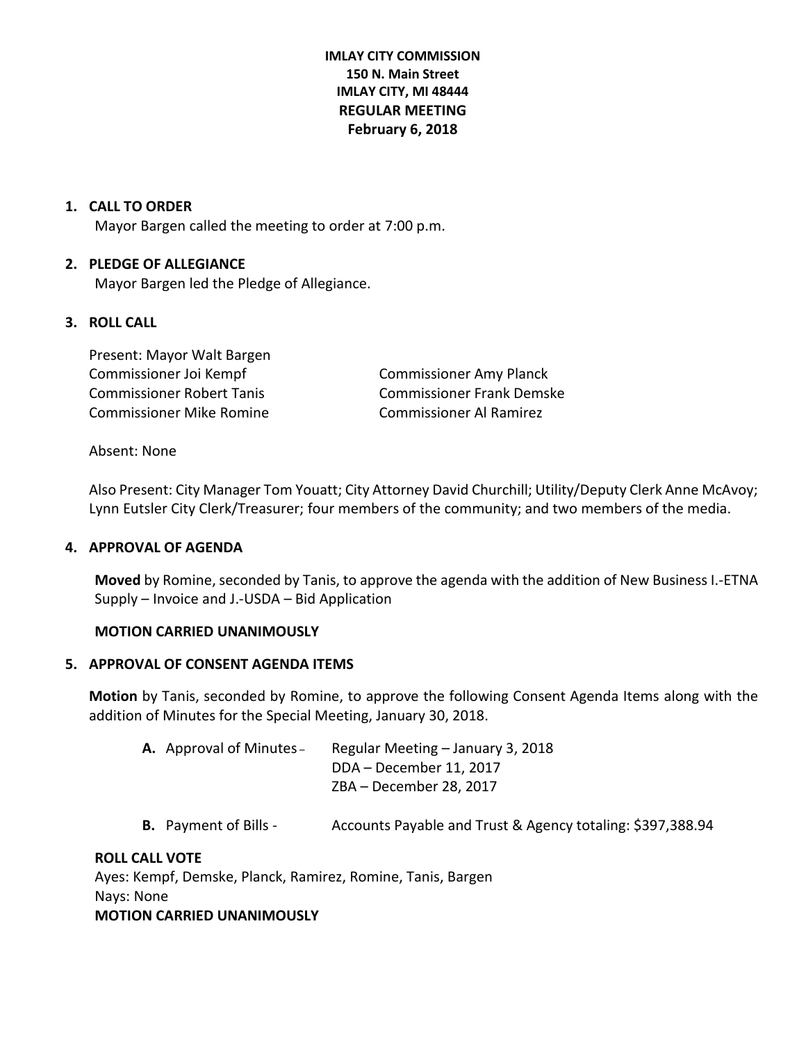**IMLAY CITY COMMISSION**
**150 N. Main Street**
**IMLAY CITY, MI 48444**
**REGULAR MEETING**
**February 6, 2018**

## 1. CALL TO ORDER

Mayor Bargen called the meeting to order at 7:00 p.m.

## 2. PLEDGE OF ALLEGIANCE

Mayor Bargen led the Pledge of Allegiance.

## 3. ROLL CALL

Present: Mayor Walt Bargen
Commissioner Joi Kempf
Commissioner Robert Tanis
Commissioner Mike Romine
Commissioner Amy Planck
Commissioner Frank Demske
Commissioner Al Ramirez

Absent: None

Also Present: City Manager Tom Youatt; City Attorney David Churchill; Utility/Deputy Clerk Anne McAvoy; Lynn Eutsler City Clerk/Treasurer; four members of the community; and two members of the media.

## 4. APPROVAL OF AGENDA

**Moved** by Romine, seconded by Tanis, to approve the agenda with the addition of New Business I.-ETNA Supply – Invoice and J.-USDA – Bid Application

**MOTION CARRIED UNANIMOUSLY**

## 5. APPROVAL OF CONSENT AGENDA ITEMS

**Motion** by Tanis, seconded by Romine, to approve the following Consent Agenda Items along with the addition of Minutes for the Special Meeting, January 30, 2018.

**A.** Approval of Minutes – Regular Meeting – January 3, 2018
DDA – December 11, 2017
ZBA – December 28, 2017

**B.** Payment of Bills - Accounts Payable and Trust & Agency totaling: $397,388.94

**ROLL CALL VOTE**
Ayes: Kempf, Demske, Planck, Ramirez, Romine, Tanis, Bargen
Nays: None
**MOTION CARRIED UNANIMOUSLY**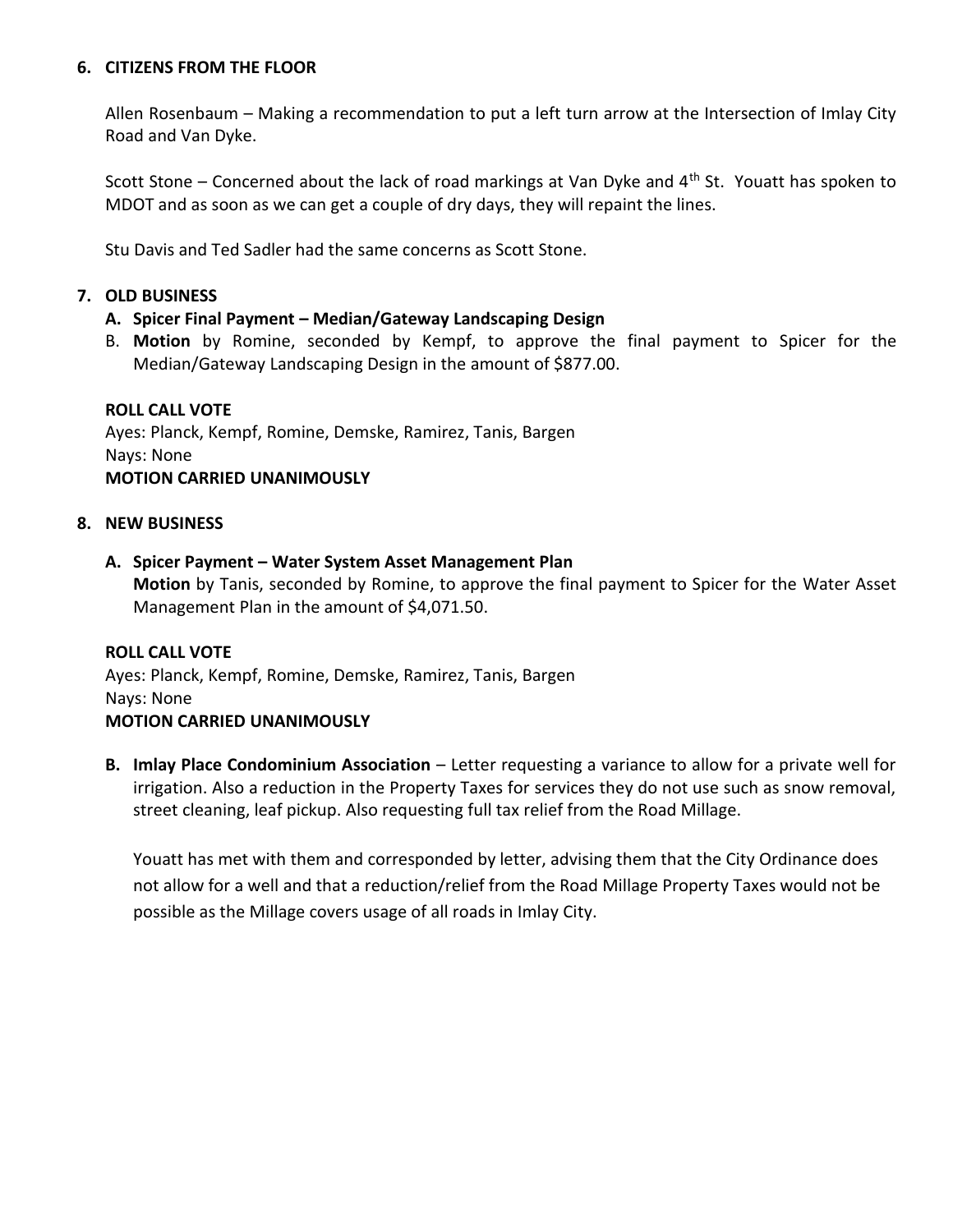## 6. CITIZENS FROM THE FLOOR

Allen Rosenbaum – Making a recommendation to put a left turn arrow at the Intersection of Imlay City Road and Van Dyke.

Scott Stone – Concerned about the lack of road markings at Van Dyke and 4th St. Youatt has spoken to MDOT and as soon as we can get a couple of dry days, they will repaint the lines.

Stu Davis and Ted Sadler had the same concerns as Scott Stone.

## 7. OLD BUSINESS

**A. Spicer Final Payment – Median/Gateway Landscaping Design**

B. **Motion** by Romine, seconded by Kempf, to approve the final payment to Spicer for the Median/Gateway Landscaping Design in the amount of $877.00.

**ROLL CALL VOTE**
Ayes: Planck, Kempf, Romine, Demske, Ramirez, Tanis, Bargen
Nays: None
**MOTION CARRIED UNANIMOUSLY**

## 8. NEW BUSINESS

**A. Spicer Payment – Water System Asset Management Plan**

**Motion** by Tanis, seconded by Romine, to approve the final payment to Spicer for the Water Asset Management Plan in the amount of $4,071.50.

**ROLL CALL VOTE**
Ayes: Planck, Kempf, Romine, Demske, Ramirez, Tanis, Bargen
Nays: None
**MOTION CARRIED UNANIMOUSLY**

**B. Imlay Place Condominium Association** – Letter requesting a variance to allow for a private well for irrigation. Also a reduction in the Property Taxes for services they do not use such as snow removal, street cleaning, leaf pickup. Also requesting full tax relief from the Road Millage.

Youatt has met with them and corresponded by letter, advising them that the City Ordinance does not allow for a well and that a reduction/relief from the Road Millage Property Taxes would not be possible as the Millage covers usage of all roads in Imlay City.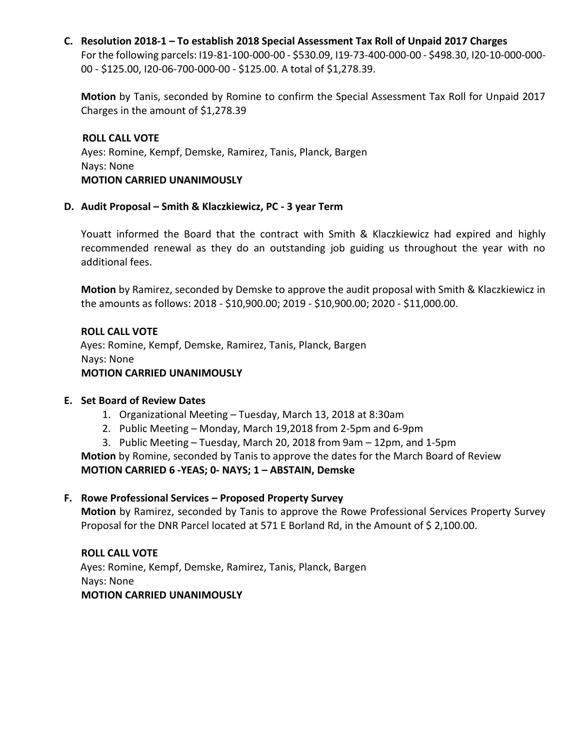**C. Resolution 2018-1 – To establish 2018 Special Assessment Tax Roll of Unpaid 2017 Charges**

For the following parcels: I19-81-100-000-00 - $530.09, I19-73-400-000-00 - $498.30, I20-10-000-000-00 - $125.00, I20-06-700-000-00 - $125.00. A total of $1,278.39.

**Motion** by Tanis, seconded by Romine to confirm the Special Assessment Tax Roll for Unpaid 2017 Charges in the amount of $1,278.39

**ROLL CALL VOTE**
Ayes: Romine, Kempf, Demske, Ramirez, Tanis, Planck, Bargen
Nays: None
**MOTION CARRIED UNANIMOUSLY**

**D. Audit Proposal – Smith & Klaczkiewicz, PC - 3 year Term**

Youatt informed the Board that the contract with Smith & Klaczkiewicz had expired and highly recommended renewal as they do an outstanding job guiding us throughout the year with no additional fees.

**Motion** by Ramirez, seconded by Demske to approve the audit proposal with Smith & Klaczkiewicz in the amounts as follows: 2018 - $10,900.00; 2019 - $10,900.00; 2020 - $11,000.00.

**ROLL CALL VOTE**
Ayes: Romine, Kempf, Demske, Ramirez, Tanis, Planck, Bargen
Nays: None
**MOTION CARRIED UNANIMOUSLY**

**E. Set Board of Review Dates**

1. Organizational Meeting – Tuesday, March 13, 2018 at 8:30am
2. Public Meeting – Monday, March 19,2018 from 2-5pm and 6-9pm
3. Public Meeting – Tuesday, March 20, 2018 from 9am – 12pm, and 1-5pm

**Motion** by Romine, seconded by Tanis to approve the dates for the March Board of Review
**MOTION CARRIED 6 -YEAS; 0- NAYS; 1 – ABSTAIN, Demske**

**F. Rowe Professional Services – Proposed Property Survey**

**Motion** by Ramirez, seconded by Tanis to approve the Rowe Professional Services Property Survey Proposal for the DNR Parcel located at 571 E Borland Rd, in the Amount of $ 2,100.00.

**ROLL CALL VOTE**
Ayes: Romine, Kempf, Demske, Ramirez, Tanis, Planck, Bargen
Nays: None
**MOTION CARRIED UNANIMOUSLY**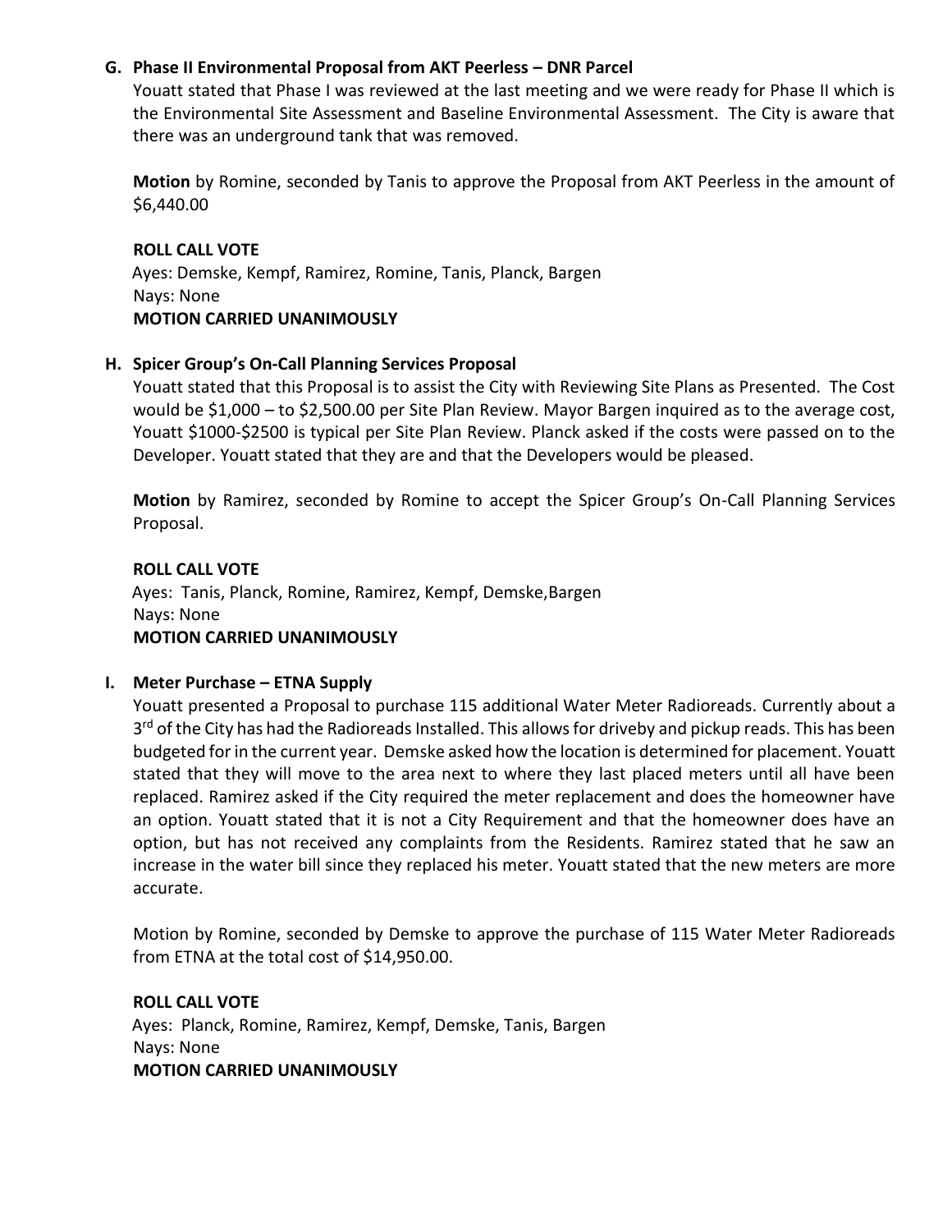**G. Phase II Environmental Proposal from AKT Peerless – DNR Parcel**

Youatt stated that Phase I was reviewed at the last meeting and we were ready for Phase II which is the Environmental Site Assessment and Baseline Environmental Assessment. The City is aware that there was an underground tank that was removed.

**Motion** by Romine, seconded by Tanis to approve the Proposal from AKT Peerless in the amount of $6,440.00

**ROLL CALL VOTE**
Ayes: Demske, Kempf, Ramirez, Romine, Tanis, Planck, Bargen
Nays: None
**MOTION CARRIED UNANIMOUSLY**

**H. Spicer Group's On-Call Planning Services Proposal**

Youatt stated that this Proposal is to assist the City with Reviewing Site Plans as Presented. The Cost would be $1,000 – to $2,500.00 per Site Plan Review. Mayor Bargen inquired as to the average cost, Youatt $1000-$2500 is typical per Site Plan Review. Planck asked if the costs were passed on to the Developer. Youatt stated that they are and that the Developers would be pleased.

**Motion** by Ramirez, seconded by Romine to accept the Spicer Group's On-Call Planning Services Proposal.

**ROLL CALL VOTE**
Ayes: Tanis, Planck, Romine, Ramirez, Kempf, Demske,Bargen
Nays: None
**MOTION CARRIED UNANIMOUSLY**

**I. Meter Purchase – ETNA Supply**

Youatt presented a Proposal to purchase 115 additional Water Meter Radioreads. Currently about a 3rd of the City has had the Radioreads Installed. This allows for driveby and pickup reads. This has been budgeted for in the current year. Demske asked how the location is determined for placement. Youatt stated that they will move to the area next to where they last placed meters until all have been replaced. Ramirez asked if the City required the meter replacement and does the homeowner have an option. Youatt stated that it is not a City Requirement and that the homeowner does have an option, but has not received any complaints from the Residents. Ramirez stated that he saw an increase in the water bill since they replaced his meter. Youatt stated that the new meters are more accurate.

Motion by Romine, seconded by Demske to approve the purchase of 115 Water Meter Radioreads from ETNA at the total cost of $14,950.00.

**ROLL CALL VOTE**
Ayes: Planck, Romine, Ramirez, Kempf, Demske, Tanis, Bargen
Nays: None
**MOTION CARRIED UNANIMOUSLY**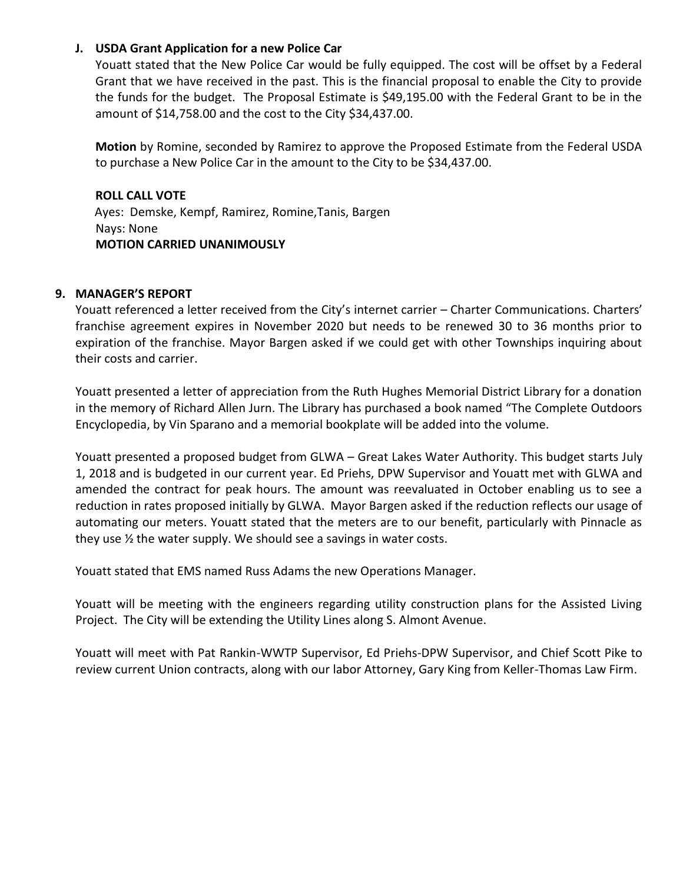**J. USDA Grant Application for a new Police Car**

Youatt stated that the New Police Car would be fully equipped. The cost will be offset by a Federal Grant that we have received in the past. This is the financial proposal to enable the City to provide the funds for the budget. The Proposal Estimate is $49,195.00 with the Federal Grant to be in the amount of $14,758.00 and the cost to the City $34,437.00.

**Motion** by Romine, seconded by Ramirez to approve the Proposed Estimate from the Federal USDA to purchase a New Police Car in the amount to the City to be $34,437.00.

**ROLL CALL VOTE**
Ayes: Demske, Kempf, Ramirez, Romine,Tanis, Bargen
Nays: None
**MOTION CARRIED UNANIMOUSLY**

## 9. MANAGER'S REPORT

Youatt referenced a letter received from the City's internet carrier – Charter Communications. Charters' franchise agreement expires in November 2020 but needs to be renewed 30 to 36 months prior to expiration of the franchise. Mayor Bargen asked if we could get with other Townships inquiring about their costs and carrier.

Youatt presented a letter of appreciation from the Ruth Hughes Memorial District Library for a donation in the memory of Richard Allen Jurn. The Library has purchased a book named "The Complete Outdoors Encyclopedia, by Vin Sparano and a memorial bookplate will be added into the volume.

Youatt presented a proposed budget from GLWA – Great Lakes Water Authority. This budget starts July 1, 2018 and is budgeted in our current year. Ed Priehs, DPW Supervisor and Youatt met with GLWA and amended the contract for peak hours. The amount was reevaluated in October enabling us to see a reduction in rates proposed initially by GLWA. Mayor Bargen asked if the reduction reflects our usage of automating our meters. Youatt stated that the meters are to our benefit, particularly with Pinnacle as they use ½ the water supply. We should see a savings in water costs.

Youatt stated that EMS named Russ Adams the new Operations Manager.

Youatt will be meeting with the engineers regarding utility construction plans for the Assisted Living Project. The City will be extending the Utility Lines along S. Almont Avenue.

Youatt will meet with Pat Rankin-WWTP Supervisor, Ed Priehs-DPW Supervisor, and Chief Scott Pike to review current Union contracts, along with our labor Attorney, Gary King from Keller-Thomas Law Firm.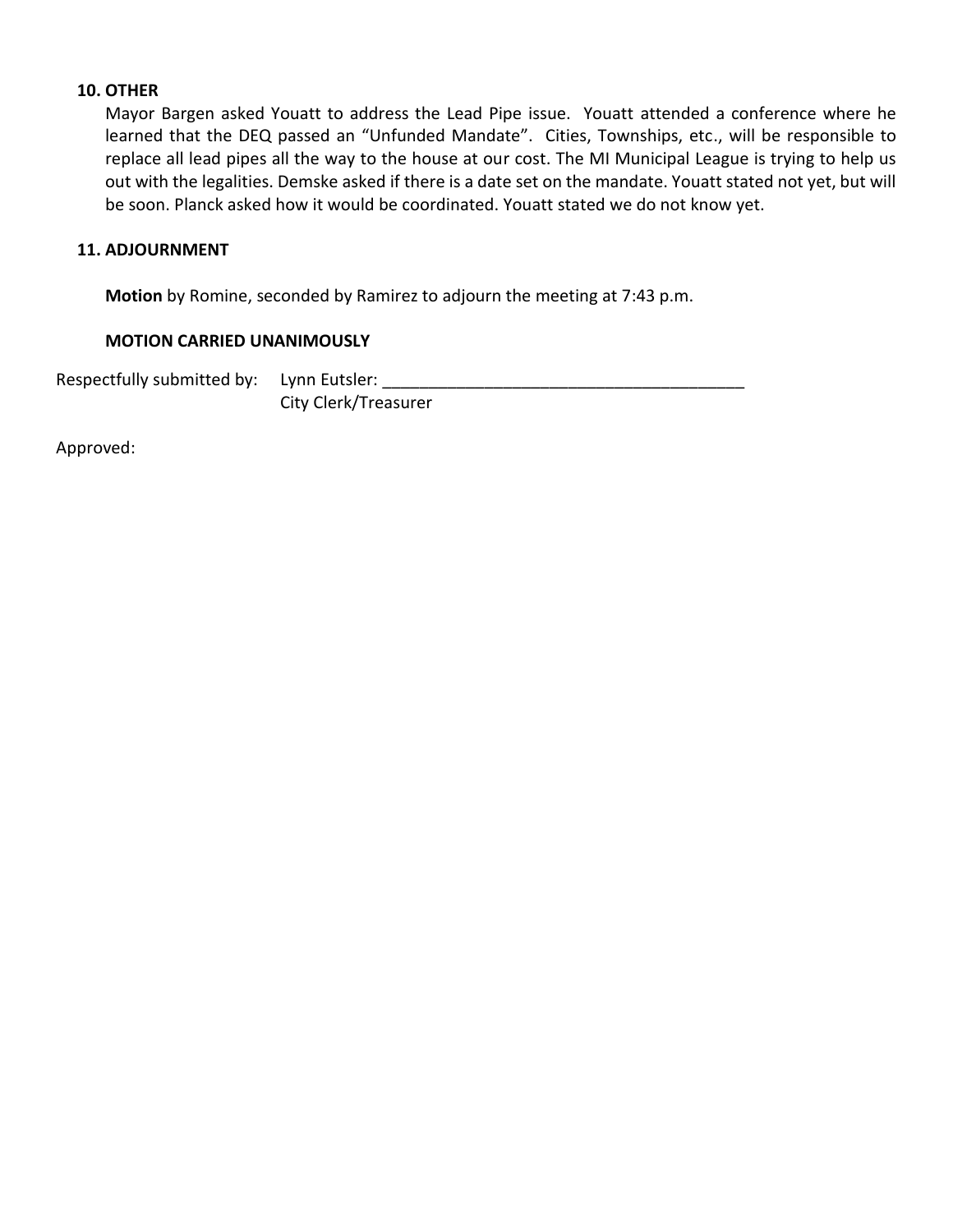### 10. OTHER

Mayor Bargen asked Youatt to address the Lead Pipe issue. Youatt attended a conference where he learned that the DEQ passed an "Unfunded Mandate". Cities, Townships, etc., will be responsible to replace all lead pipes all the way to the house at our cost. The MI Municipal League is trying to help us out with the legalities. Demske asked if there is a date set on the mandate. Youatt stated not yet, but will be soon. Planck asked how it would be coordinated. Youatt stated we do not know yet.

### 11. ADJOURNMENT

**Motion** by Romine, seconded by Ramirez to adjourn the meeting at 7:43 p.m.

**MOTION CARRIED UNANIMOUSLY**

Respectfully submitted by: Lynn Eutsler: ________________________________________
City Clerk/Treasurer

Approved: